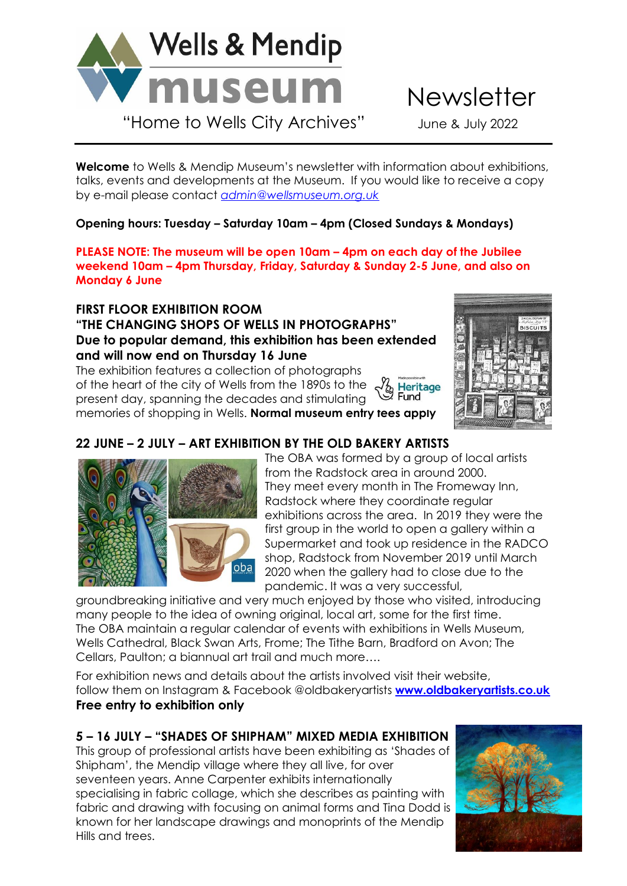# Wells & Mendip museum

"Home to Wells City Archives"

# Newsletter

June & July 2022

**Welcome** to Wells & Mendip Museum's newsletter with information about exhibitions, talks, events and developments at the Museum. If you would like to receive a copy by e-mail please contact *admin@wellsmuseum.org.uk*

**Opening hours: Tuesday – Saturday 10am – 4pm (Closed Sundays & Mondays)**

**PLEASE NOTE: The museum will be open 10am – 4pm on each day of the Jubilee weekend 10am – 4pm Thursday, Friday, Saturday & Sunday 2-5 June, and also on Monday 6 June**

## FIRST FLOOR EXHIBITION ROOM

## "THE CHANGING SHOPS OF WELLS IN PHOTOGRAPHS"

**Due to popular demand, this exhibition has been extended and will now end on Thursday 16 June**

The exhibition features a collection of photographs of the heart of the city of Wells from the 1890s to the present day, spanning the decades and stimulating memories of shopping in Wells. **Normal museum entry fees apply**

Made possible with Heritage Fund

## 22 JUNE – 2 JULY – ART EXHIBITION BY THE OLD BAKERY ARTISTS

The OBA was formed by a group of local artists from the Radstock area in around 2000. They meet every month in The Fromeway Inn, Radstock where they coordinate regular exhibitions across the area. In 2019 they were the first group in the world to open a gallery within a Supermarket and took up residence in the RADCO shop, Radstock from November 2019 until March 2020 when the gallery had to close due to the pandemic. It was a very successful, groundbreaking initiative and very much enjoyed by those who visited, introducing many people to the idea of owning original, local art, some for the first time. The OBA maintain a regular calendar of events with exhibitions in Wells Museum, Wells Cathedral, Black Swan Arts, Frome; The Tithe Barn, Bradford on Avon; The Cellars, Paulton; a biannual art trail and much more….

For exhibition news and details about the artists involved visit their website, follow them on Instagram & Facebook @oldbakeryartists **www.oldbakeryartists.co.uk**

**Free entry to exhibition only**

## 5 – 16 JULY – "SHADES OF SHIPHAM" MIXED MEDIA EXHIBITION

This group of professional artists have been exhibiting as 'Shades of Shipham', the Mendip village where they all live, for over seventeen years. Anne Carpenter exhibits internationally specialising in fabric collage, which she describes as painting with fabric and drawing with focusing on animal forms and Tina Dodd is known for her landscape drawings and monoprints of the Mendip Hills and trees.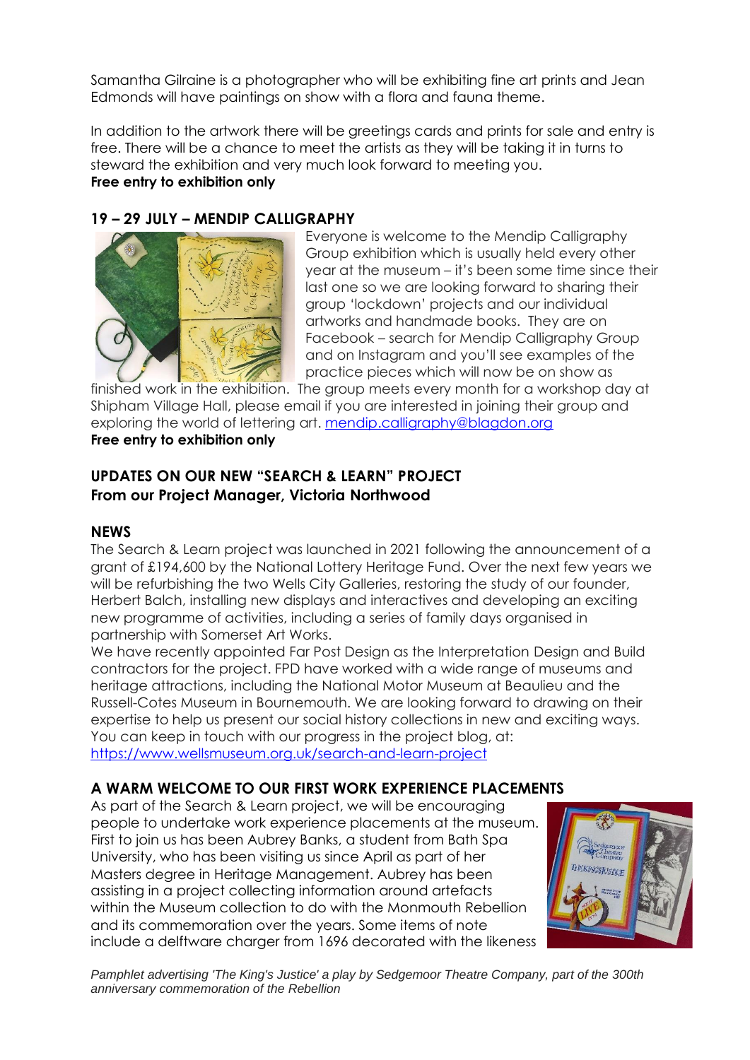Samantha Gilraine is a photographer who will be exhibiting fine art prints and Jean Edmonds will have paintings on show with a flora and fauna theme.

In addition to the artwork there will be greetings cards and prints for sale and entry is free. There will be a chance to meet the artists as they will be taking it in turns to steward the exhibition and very much look forward to meeting you.
**Free entry to exhibition only**

## 19 – 29 JULY – MENDIP CALLIGRAPHY

Everyone is welcome to the Mendip Calligraphy Group exhibition which is usually held every other year at the museum – it's been some time since their last one so we are looking forward to sharing their group 'lockdown' projects and our individual artworks and handmade books. They are on Facebook – search for Mendip Calligraphy Group and on Instagram and you'll see examples of the practice pieces which will now be on show as finished work in the exhibition. The group meets every month for a workshop day at Shipham Village Hall, please email if you are interested in joining their group and exploring the world of lettering art. mendip.calligraphy@blagdon.org
**Free entry to exhibition only**

## UPDATES ON OUR NEW "SEARCH & LEARN" PROJECT
**From our Project Manager, Victoria Northwood**

## NEWS

The Search & Learn project was launched in 2021 following the announcement of a grant of £194,600 by the National Lottery Heritage Fund. Over the next few years we will be refurbishing the two Wells City Galleries, restoring the study of our founder, Herbert Balch, installing new displays and interactives and developing an exciting new programme of activities, including a series of family days organised in partnership with Somerset Art Works.

We have recently appointed Far Post Design as the Interpretation Design and Build contractors for the project. FPD have worked with a wide range of museums and heritage attractions, including the National Motor Museum at Beaulieu and the Russell-Cotes Museum in Bournemouth. We are looking forward to drawing on their expertise to help us present our social history collections in new and exciting ways. You can keep in touch with our progress in the project blog, at: https://www.wellsmuseum.org.uk/search-and-learn-project

## A WARM WELCOME TO OUR FIRST WORK EXPERIENCE PLACEMENTS

As part of the Search & Learn project, we will be encouraging people to undertake work experience placements at the museum. First to join us has been Aubrey Banks, a student from Bath Spa University, who has been visiting us since April as part of her Masters degree in Heritage Management. Aubrey has been assisting in a project collecting information around artefacts within the Museum collection to do with the Monmouth Rebellion and its commemoration over the years. Some items of note include a delftware charger from 1696 decorated with the likeness

*Pamphlet advertising 'The King's Justice' a play by Sedgemoor Theatre Company, part of the 300th anniversary commemoration of the Rebellion*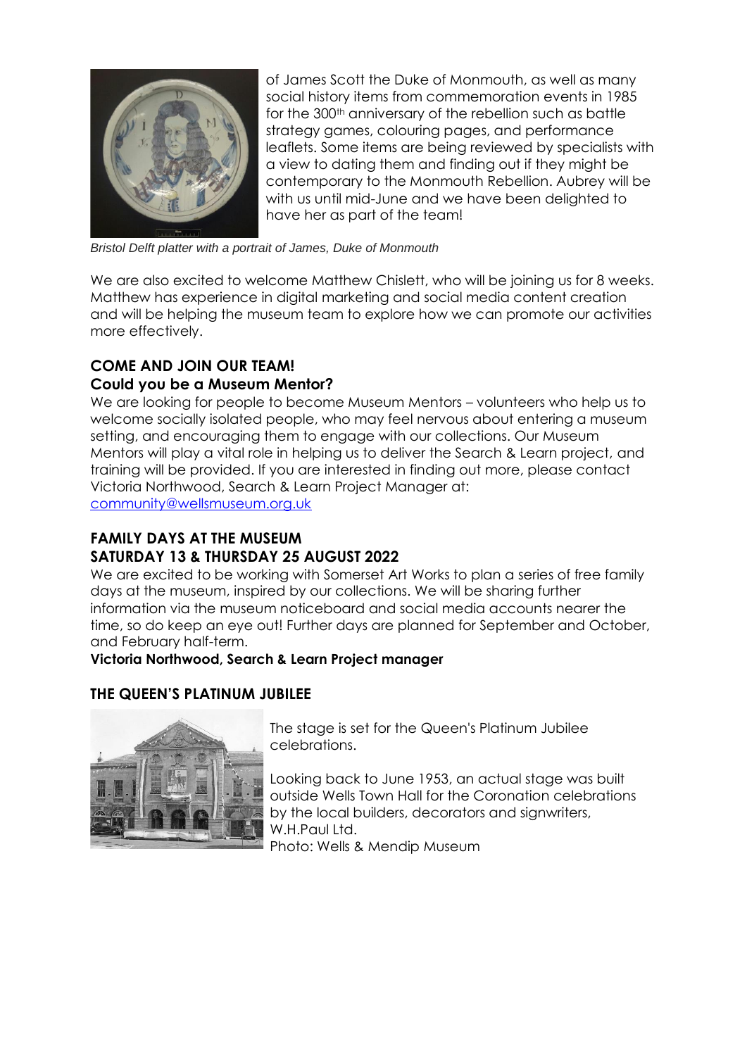of James Scott the Duke of Monmouth, as well as many social history items from commemoration events in 1985 for the 300th anniversary of the rebellion such as battle strategy games, colouring pages, and performance leaflets. Some items are being reviewed by specialists with a view to dating them and finding out if they might be contemporary to the Monmouth Rebellion. Aubrey will be with us until mid-June and we have been delighted to have her as part of the team!

*Bristol Delft platter with a portrait of James, Duke of Monmouth*

We are also excited to welcome Matthew Chislett, who will be joining us for 8 weeks. Matthew has experience in digital marketing and social media content creation and will be helping the museum team to explore how we can promote our activities more effectively.

## COME AND JOIN OUR TEAM!

### Could you be a Museum Mentor?

We are looking for people to become Museum Mentors – volunteers who help us to welcome socially isolated people, who may feel nervous about entering a museum setting, and encouraging them to engage with our collections. Our Museum Mentors will play a vital role in helping us to deliver the Search & Learn project, and training will be provided. If you are interested in finding out more, please contact Victoria Northwood, Search & Learn Project Manager at: community@wellsmuseum.org.uk

## FAMILY DAYS AT THE MUSEUM

### SATURDAY 13 & THURSDAY 25 AUGUST 2022

We are excited to be working with Somerset Art Works to plan a series of free family days at the museum, inspired by our collections. We will be sharing further information via the museum noticeboard and social media accounts nearer the time, so do keep an eye out! Further days are planned for September and October, and February half-term.

**Victoria Northwood, Search & Learn Project manager**

## THE QUEEN'S PLATINUM JUBILEE

The stage is set for the Queen's Platinum Jubilee celebrations.

Looking back to June 1953, an actual stage was built outside Wells Town Hall for the Coronation celebrations by the local builders, decorators and signwriters, W.H.Paul Ltd.

Photo: Wells & Mendip Museum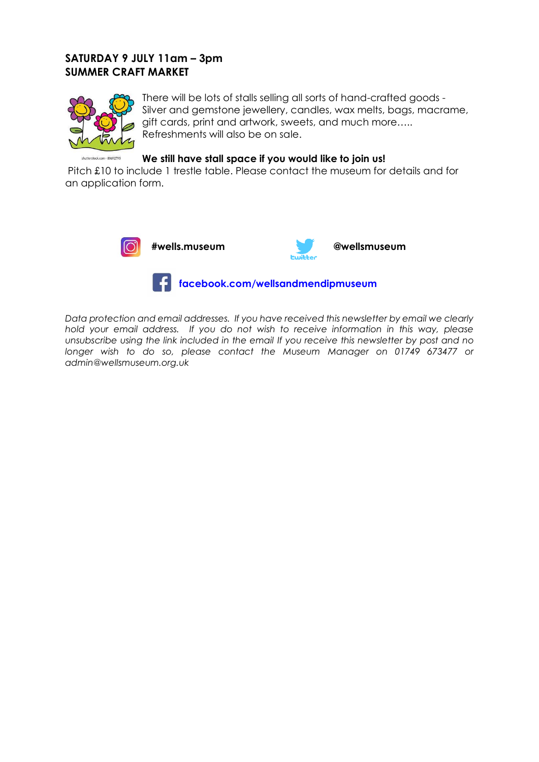**SATURDAY 9 JULY 11am – 3pm**
**SUMMER CRAFT MARKET**

There will be lots of stalls selling all sorts of hand-crafted goods - Silver and gemstone jewellery, candles, wax melts, bags, macrame, gift cards, print and artwork, sweets, and much more….. Refreshments will also be on sale.

**We still have stall space if you would like to join us!**
Pitch £10 to include 1 trestle table. Please contact the museum for details and for an application form.

**#wells.museum** **@wellsmuseum**

**facebook.com/wellsandmendipmuseum**

*Data protection and email addresses. If you have received this newsletter by email we clearly hold your email address. If you do not wish to receive information in this way, please unsubscribe using the link included in the email If you receive this newsletter by post and no longer wish to do so, please contact the Museum Manager on 01749 673477 or admin@wellsmuseum.org.uk*